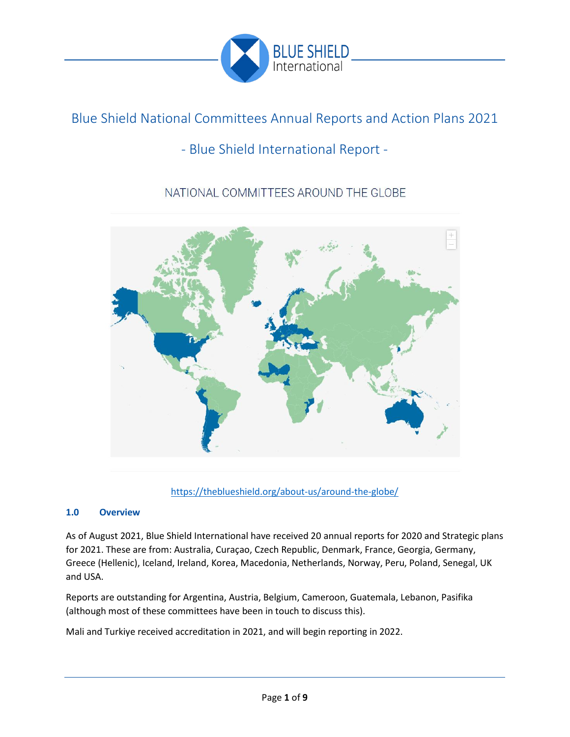# Blue Shield National Committees Annual Reports and Action Plans 2021

## - Blue Shield International Report -

NATIONAL COMMITTEES AROUND THE GLOBE

https://theblueshield.org/about-us/around-the-globe/

### 1.0 Overview

As of August 2021, Blue Shield International have received 20 annual reports for 2020 and Strategic plans for 2021. These are from: Australia, Curaçao, Czech Republic, Denmark, France, Georgia, Germany, Greece (Hellenic), Iceland, Ireland, Korea, Macedonia, Netherlands, Norway, Peru, Poland, Senegal, UK and USA.

Reports are outstanding for Argentina, Austria, Belgium, Cameroon, Guatemala, Lebanon, Pasifika (although most of these committees have been in touch to discuss this).

Mali and Turkiye received accreditation in 2021, and will begin reporting in 2022.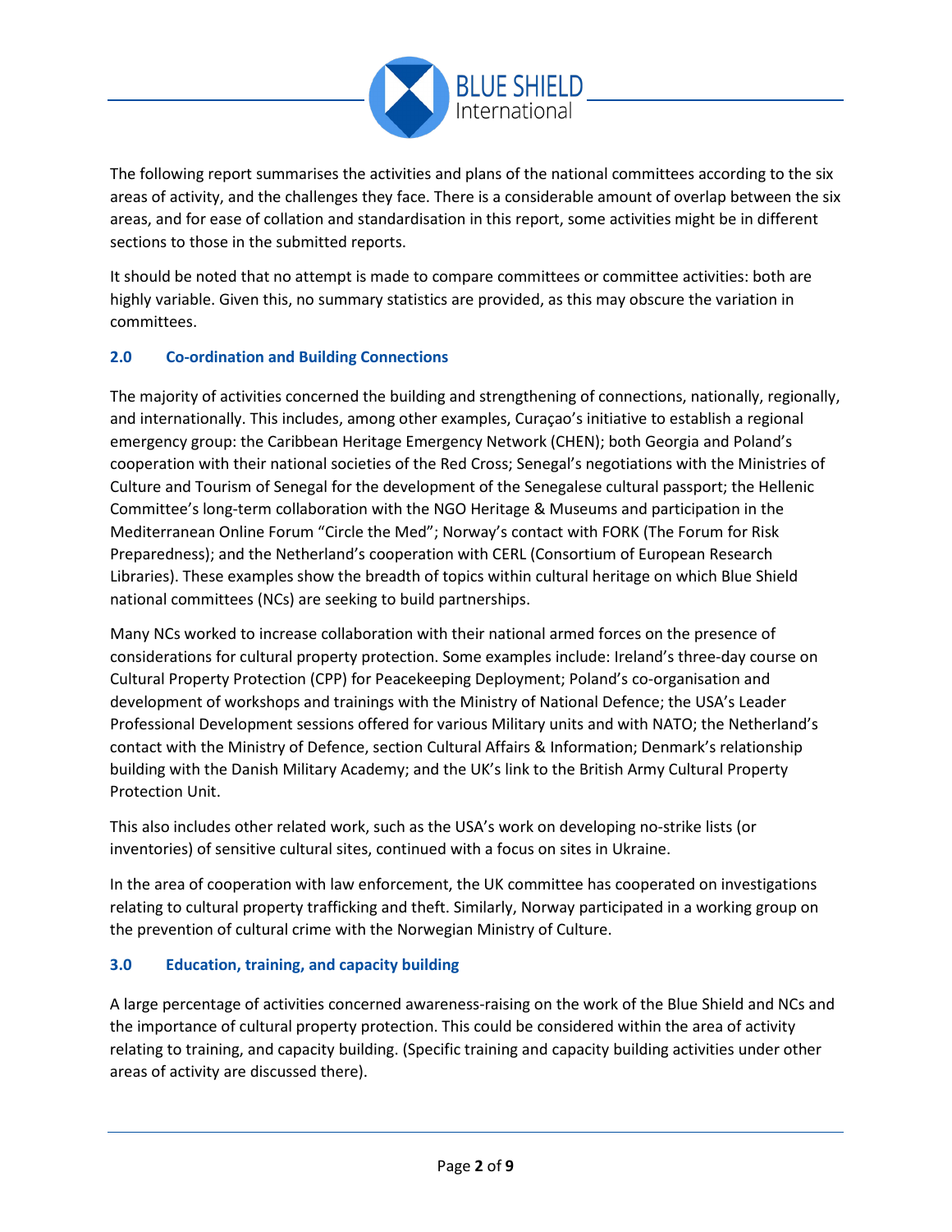The following report summarises the activities and plans of the national committees according to the six areas of activity, and the challenges they face. There is a considerable amount of overlap between the six areas, and for ease of collation and standardisation in this report, some activities might be in different sections to those in the submitted reports.

It should be noted that no attempt is made to compare committees or committee activities: both are highly variable. Given this, no summary statistics are provided, as this may obscure the variation in committees.

## 2.0 Co-ordination and Building Connections

The majority of activities concerned the building and strengthening of connections, nationally, regionally, and internationally. This includes, among other examples, Curaçao's initiative to establish a regional emergency group: the Caribbean Heritage Emergency Network (CHEN); both Georgia and Poland's cooperation with their national societies of the Red Cross; Senegal's negotiations with the Ministries of Culture and Tourism of Senegal for the development of the Senegalese cultural passport; the Hellenic Committee's long-term collaboration with the NGO Heritage & Museums and participation in the Mediterranean Online Forum "Circle the Med"; Norway's contact with FORK (The Forum for Risk Preparedness); and the Netherland's cooperation with CERL (Consortium of European Research Libraries). These examples show the breadth of topics within cultural heritage on which Blue Shield national committees (NCs) are seeking to build partnerships.

Many NCs worked to increase collaboration with their national armed forces on the presence of considerations for cultural property protection. Some examples include: Ireland's three-day course on Cultural Property Protection (CPP) for Peacekeeping Deployment; Poland's co-organisation and development of workshops and trainings with the Ministry of National Defence; the USA's Leader Professional Development sessions offered for various Military units and with NATO; the Netherland's contact with the Ministry of Defence, section Cultural Affairs & Information; Denmark's relationship building with the Danish Military Academy; and the UK's link to the British Army Cultural Property Protection Unit.

This also includes other related work, such as the USA's work on developing no-strike lists (or inventories) of sensitive cultural sites, continued with a focus on sites in Ukraine.

In the area of cooperation with law enforcement, the UK committee has cooperated on investigations relating to cultural property trafficking and theft. Similarly, Norway participated in a working group on the prevention of cultural crime with the Norwegian Ministry of Culture.

## 3.0 Education, training, and capacity building

A large percentage of activities concerned awareness-raising on the work of the Blue Shield and NCs and the importance of cultural property protection. This could be considered within the area of activity relating to training, and capacity building. (Specific training and capacity building activities under other areas of activity are discussed there).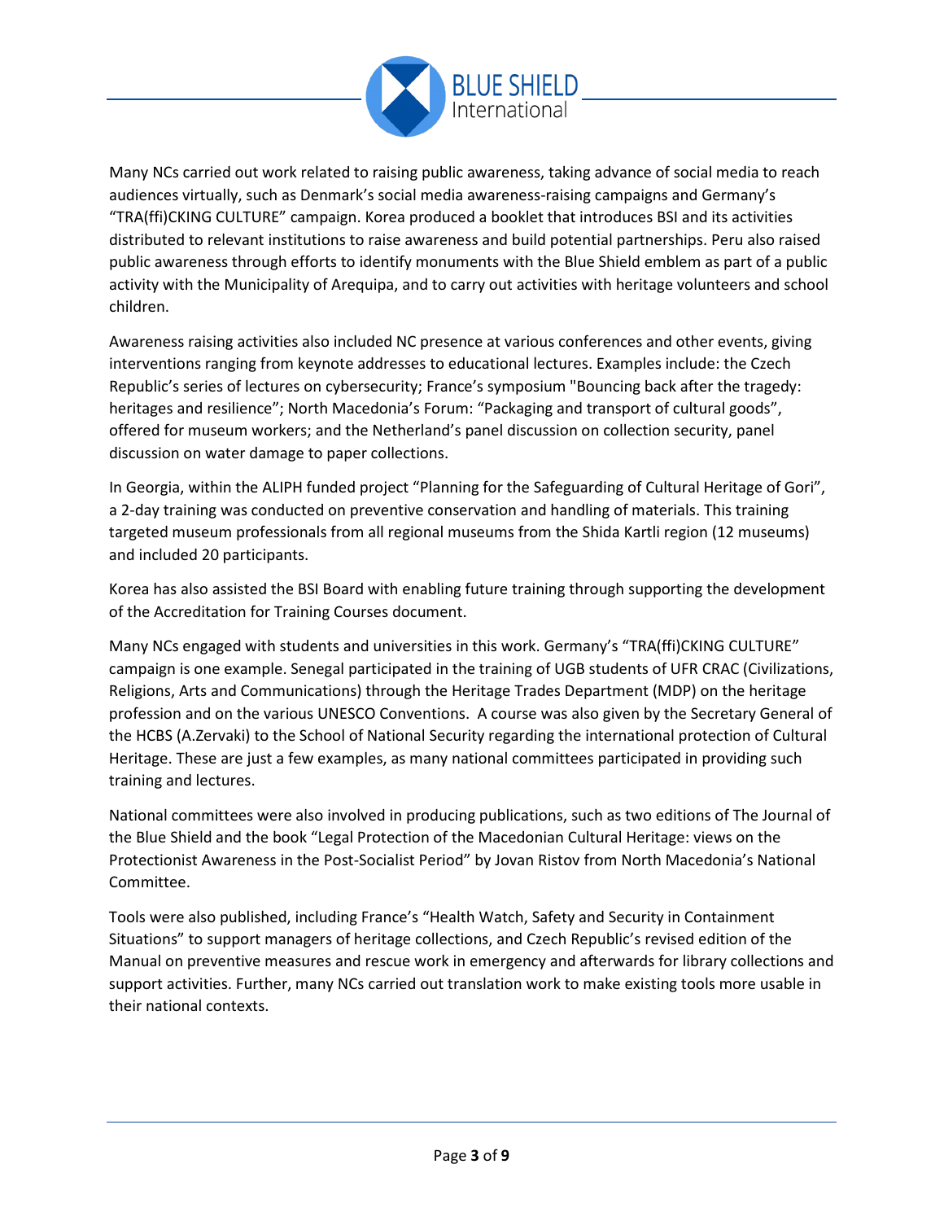Many NCs carried out work related to raising public awareness, taking advance of social media to reach audiences virtually, such as Denmark's social media awareness-raising campaigns and Germany's "TRA(ffi)CKING CULTURE" campaign. Korea produced a booklet that introduces BSI and its activities distributed to relevant institutions to raise awareness and build potential partnerships. Peru also raised public awareness through efforts to identify monuments with the Blue Shield emblem as part of a public activity with the Municipality of Arequipa, and to carry out activities with heritage volunteers and school children.

Awareness raising activities also included NC presence at various conferences and other events, giving interventions ranging from keynote addresses to educational lectures. Examples include: the Czech Republic's series of lectures on cybersecurity; France's symposium "Bouncing back after the tragedy: heritages and resilience"; North Macedonia's Forum: "Packaging and transport of cultural goods", offered for museum workers; and the Netherland's panel discussion on collection security, panel discussion on water damage to paper collections.

In Georgia, within the ALIPH funded project "Planning for the Safeguarding of Cultural Heritage of Gori", a 2-day training was conducted on preventive conservation and handling of materials. This training targeted museum professionals from all regional museums from the Shida Kartli region (12 museums) and included 20 participants.

Korea has also assisted the BSI Board with enabling future training through supporting the development of the Accreditation for Training Courses document.

Many NCs engaged with students and universities in this work. Germany's "TRA(ffi)CKING CULTURE" campaign is one example. Senegal participated in the training of UGB students of UFR CRAC (Civilizations, Religions, Arts and Communications) through the Heritage Trades Department (MDP) on the heritage profession and on the various UNESCO Conventions. A course was also given by the Secretary General of the HCBS (A.Zervaki) to the School of National Security regarding the international protection of Cultural Heritage. These are just a few examples, as many national committees participated in providing such training and lectures.

National committees were also involved in producing publications, such as two editions of The Journal of the Blue Shield and the book "Legal Protection of the Macedonian Cultural Heritage: views on the Protectionist Awareness in the Post-Socialist Period" by Jovan Ristov from North Macedonia's National Committee.

Tools were also published, including France's "Health Watch, Safety and Security in Containment Situations" to support managers of heritage collections, and Czech Republic's revised edition of the Manual on preventive measures and rescue work in emergency and afterwards for library collections and support activities. Further, many NCs carried out translation work to make existing tools more usable in their national contexts.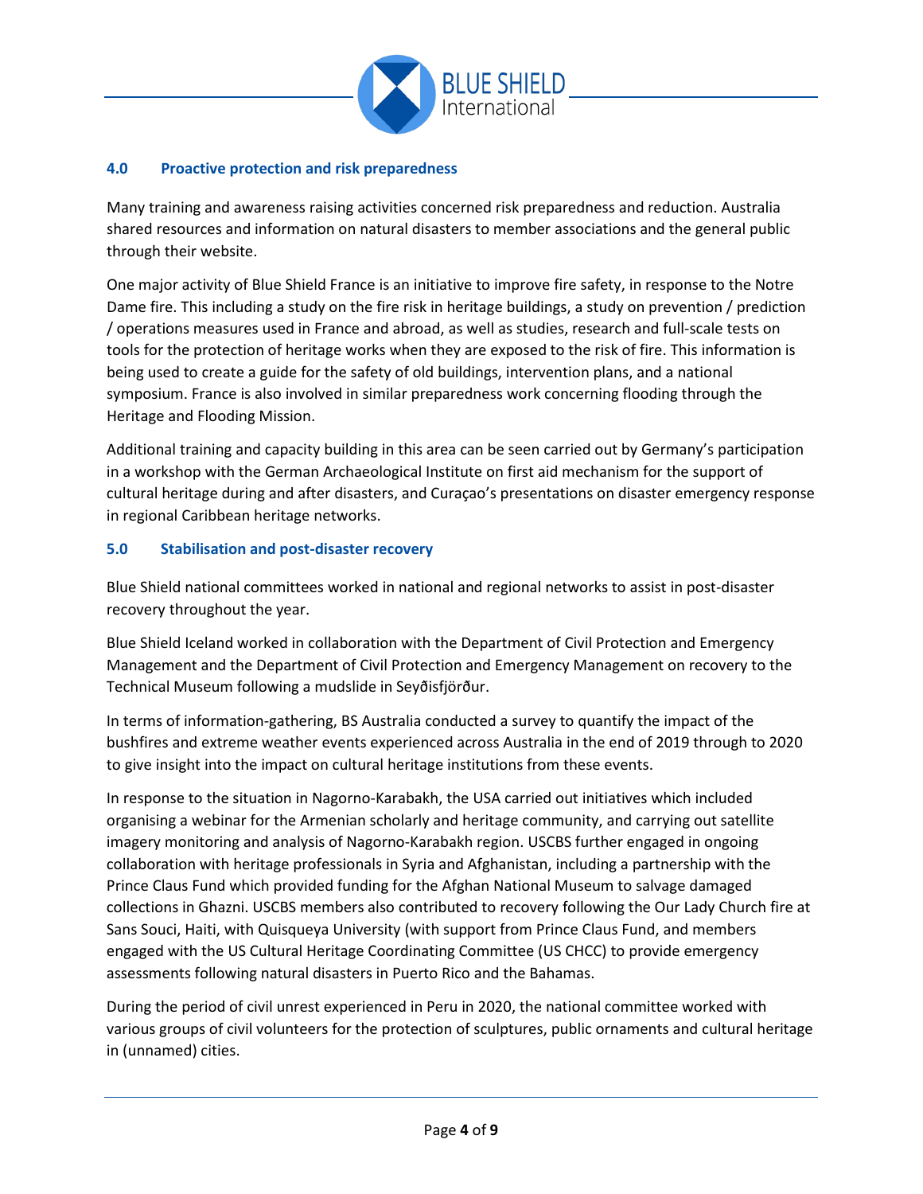## 4.0 Proactive protection and risk preparedness

Many training and awareness raising activities concerned risk preparedness and reduction. Australia shared resources and information on natural disasters to member associations and the general public through their website.

One major activity of Blue Shield France is an initiative to improve fire safety, in response to the Notre Dame fire. This including a study on the fire risk in heritage buildings, a study on prevention / prediction / operations measures used in France and abroad, as well as studies, research and full-scale tests on tools for the protection of heritage works when they are exposed to the risk of fire. This information is being used to create a guide for the safety of old buildings, intervention plans, and a national symposium. France is also involved in similar preparedness work concerning flooding through the Heritage and Flooding Mission.

Additional training and capacity building in this area can be seen carried out by Germany's participation in a workshop with the German Archaeological Institute on first aid mechanism for the support of cultural heritage during and after disasters, and Curaçao's presentations on disaster emergency response in regional Caribbean heritage networks.

## 5.0 Stabilisation and post-disaster recovery

Blue Shield national committees worked in national and regional networks to assist in post-disaster recovery throughout the year.

Blue Shield Iceland worked in collaboration with the Department of Civil Protection and Emergency Management and the Department of Civil Protection and Emergency Management on recovery to the Technical Museum following a mudslide in Seyðisfjörður.

In terms of information-gathering, BS Australia conducted a survey to quantify the impact of the bushfires and extreme weather events experienced across Australia in the end of 2019 through to 2020 to give insight into the impact on cultural heritage institutions from these events.

In response to the situation in Nagorno-Karabakh, the USA carried out initiatives which included organising a webinar for the Armenian scholarly and heritage community, and carrying out satellite imagery monitoring and analysis of Nagorno-Karabakh region. USCBS further engaged in ongoing collaboration with heritage professionals in Syria and Afghanistan, including a partnership with the Prince Claus Fund which provided funding for the Afghan National Museum to salvage damaged collections in Ghazni. USCBS members also contributed to recovery following the Our Lady Church fire at Sans Souci, Haiti, with Quisqueya University (with support from Prince Claus Fund, and members engaged with the US Cultural Heritage Coordinating Committee (US CHCC) to provide emergency assessments following natural disasters in Puerto Rico and the Bahamas.

During the period of civil unrest experienced in Peru in 2020, the national committee worked with various groups of civil volunteers for the protection of sculptures, public ornaments and cultural heritage in (unnamed) cities.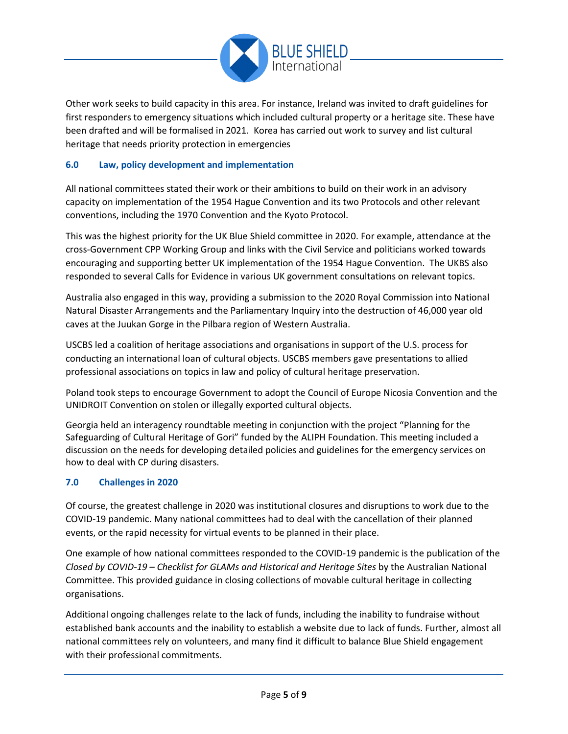Other work seeks to build capacity in this area. For instance, Ireland was invited to draft guidelines for first responders to emergency situations which included cultural property or a heritage site. These have been drafted and will be formalised in 2021. Korea has carried out work to survey and list cultural heritage that needs priority protection in emergencies

## 6.0 Law, policy development and implementation

All national committees stated their work or their ambitions to build on their work in an advisory capacity on implementation of the 1954 Hague Convention and its two Protocols and other relevant conventions, including the 1970 Convention and the Kyoto Protocol.

This was the highest priority for the UK Blue Shield committee in 2020. For example, attendance at the cross-Government CPP Working Group and links with the Civil Service and politicians worked towards encouraging and supporting better UK implementation of the 1954 Hague Convention. The UKBS also responded to several Calls for Evidence in various UK government consultations on relevant topics.

Australia also engaged in this way, providing a submission to the 2020 Royal Commission into National Natural Disaster Arrangements and the Parliamentary Inquiry into the destruction of 46,000 year old caves at the Juukan Gorge in the Pilbara region of Western Australia.

USCBS led a coalition of heritage associations and organisations in support of the U.S. process for conducting an international loan of cultural objects. USCBS members gave presentations to allied professional associations on topics in law and policy of cultural heritage preservation.

Poland took steps to encourage Government to adopt the Council of Europe Nicosia Convention and the UNIDROIT Convention on stolen or illegally exported cultural objects.

Georgia held an interagency roundtable meeting in conjunction with the project "Planning for the Safeguarding of Cultural Heritage of Gori" funded by the ALIPH Foundation. This meeting included a discussion on the needs for developing detailed policies and guidelines for the emergency services on how to deal with CP during disasters.

## 7.0 Challenges in 2020

Of course, the greatest challenge in 2020 was institutional closures and disruptions to work due to the COVID-19 pandemic. Many national committees had to deal with the cancellation of their planned events, or the rapid necessity for virtual events to be planned in their place.

One example of how national committees responded to the COVID-19 pandemic is the publication of the *Closed by COVID-19 – Checklist for GLAMs and Historical and Heritage Sites* by the Australian National Committee. This provided guidance in closing collections of movable cultural heritage in collecting organisations.

Additional ongoing challenges relate to the lack of funds, including the inability to fundraise without established bank accounts and the inability to establish a website due to lack of funds. Further, almost all national committees rely on volunteers, and many find it difficult to balance Blue Shield engagement with their professional commitments.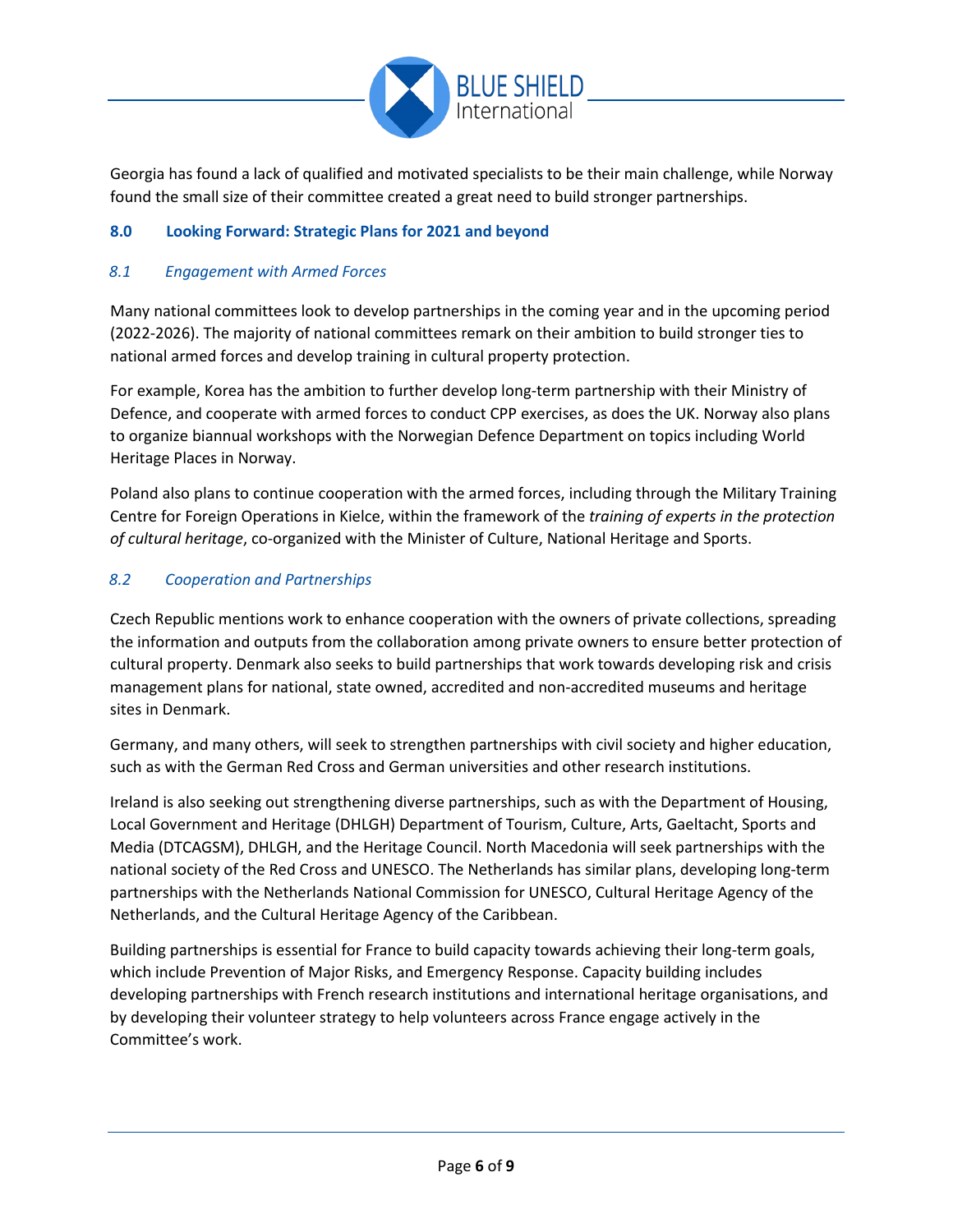Georgia has found a lack of qualified and motivated specialists to be their main challenge, while Norway found the small size of their committee created a great need to build stronger partnerships.

## 8.0 Looking Forward: Strategic Plans for 2021 and beyond

### *8.1 Engagement with Armed Forces*

Many national committees look to develop partnerships in the coming year and in the upcoming period (2022-2026). The majority of national committees remark on their ambition to build stronger ties to national armed forces and develop training in cultural property protection.

For example, Korea has the ambition to further develop long-term partnership with their Ministry of Defence, and cooperate with armed forces to conduct CPP exercises, as does the UK. Norway also plans to organize biannual workshops with the Norwegian Defence Department on topics including World Heritage Places in Norway.

Poland also plans to continue cooperation with the armed forces, including through the Military Training Centre for Foreign Operations in Kielce, within the framework of the *training of experts in the protection of cultural heritage*, co-organized with the Minister of Culture, National Heritage and Sports.

### *8.2 Cooperation and Partnerships*

Czech Republic mentions work to enhance cooperation with the owners of private collections, spreading the information and outputs from the collaboration among private owners to ensure better protection of cultural property. Denmark also seeks to build partnerships that work towards developing risk and crisis management plans for national, state owned, accredited and non-accredited museums and heritage sites in Denmark.

Germany, and many others, will seek to strengthen partnerships with civil society and higher education, such as with the German Red Cross and German universities and other research institutions.

Ireland is also seeking out strengthening diverse partnerships, such as with the Department of Housing, Local Government and Heritage (DHLGH) Department of Tourism, Culture, Arts, Gaeltacht, Sports and Media (DTCAGSM), DHLGH, and the Heritage Council. North Macedonia will seek partnerships with the national society of the Red Cross and UNESCO. The Netherlands has similar plans, developing long-term partnerships with the Netherlands National Commission for UNESCO, Cultural Heritage Agency of the Netherlands, and the Cultural Heritage Agency of the Caribbean.

Building partnerships is essential for France to build capacity towards achieving their long-term goals, which include Prevention of Major Risks, and Emergency Response. Capacity building includes developing partnerships with French research institutions and international heritage organisations, and by developing their volunteer strategy to help volunteers across France engage actively in the Committee's work.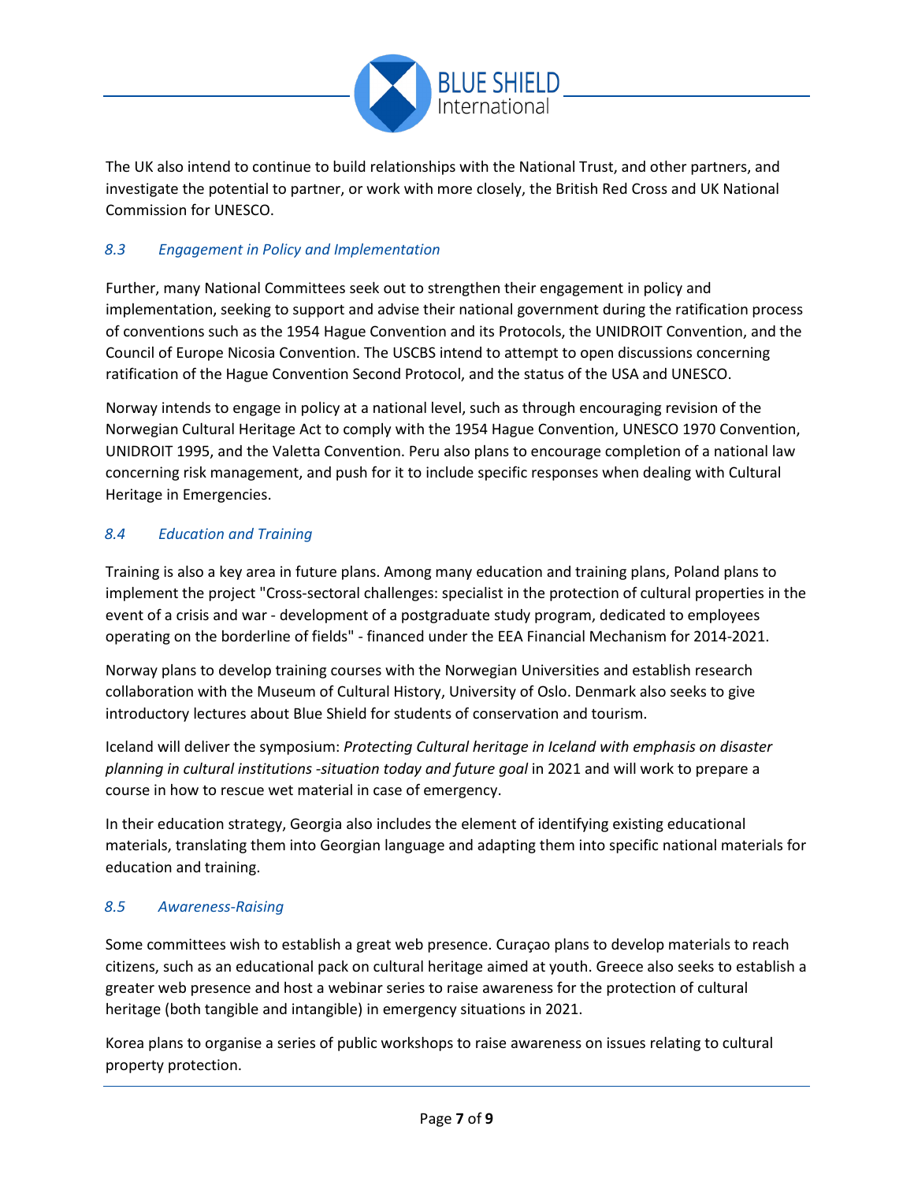The UK also intend to continue to build relationships with the National Trust, and other partners, and investigate the potential to partner, or work with more closely, the British Red Cross and UK National Commission for UNESCO.

### *8.3 Engagement in Policy and Implementation*

Further, many National Committees seek out to strengthen their engagement in policy and implementation, seeking to support and advise their national government during the ratification process of conventions such as the 1954 Hague Convention and its Protocols, the UNIDROIT Convention, and the Council of Europe Nicosia Convention. The USCBS intend to attempt to open discussions concerning ratification of the Hague Convention Second Protocol, and the status of the USA and UNESCO.

Norway intends to engage in policy at a national level, such as through encouraging revision of the Norwegian Cultural Heritage Act to comply with the 1954 Hague Convention, UNESCO 1970 Convention, UNIDROIT 1995, and the Valetta Convention. Peru also plans to encourage completion of a national law concerning risk management, and push for it to include specific responses when dealing with Cultural Heritage in Emergencies.

### *8.4 Education and Training*

Training is also a key area in future plans. Among many education and training plans, Poland plans to implement the project "Cross-sectoral challenges: specialist in the protection of cultural properties in the event of a crisis and war - development of a postgraduate study program, dedicated to employees operating on the borderline of fields" - financed under the EEA Financial Mechanism for 2014-2021.

Norway plans to develop training courses with the Norwegian Universities and establish research collaboration with the Museum of Cultural History, University of Oslo. Denmark also seeks to give introductory lectures about Blue Shield for students of conservation and tourism.

Iceland will deliver the symposium: *Protecting Cultural heritage in Iceland with emphasis on disaster planning in cultural institutions -situation today and future goal* in 2021 and will work to prepare a course in how to rescue wet material in case of emergency.

In their education strategy, Georgia also includes the element of identifying existing educational materials, translating them into Georgian language and adapting them into specific national materials for education and training.

### *8.5 Awareness-Raising*

Some committees wish to establish a great web presence. Curaçao plans to develop materials to reach citizens, such as an educational pack on cultural heritage aimed at youth. Greece also seeks to establish a greater web presence and host a webinar series to raise awareness for the protection of cultural heritage (both tangible and intangible) in emergency situations in 2021.

Korea plans to organise a series of public workshops to raise awareness on issues relating to cultural property protection.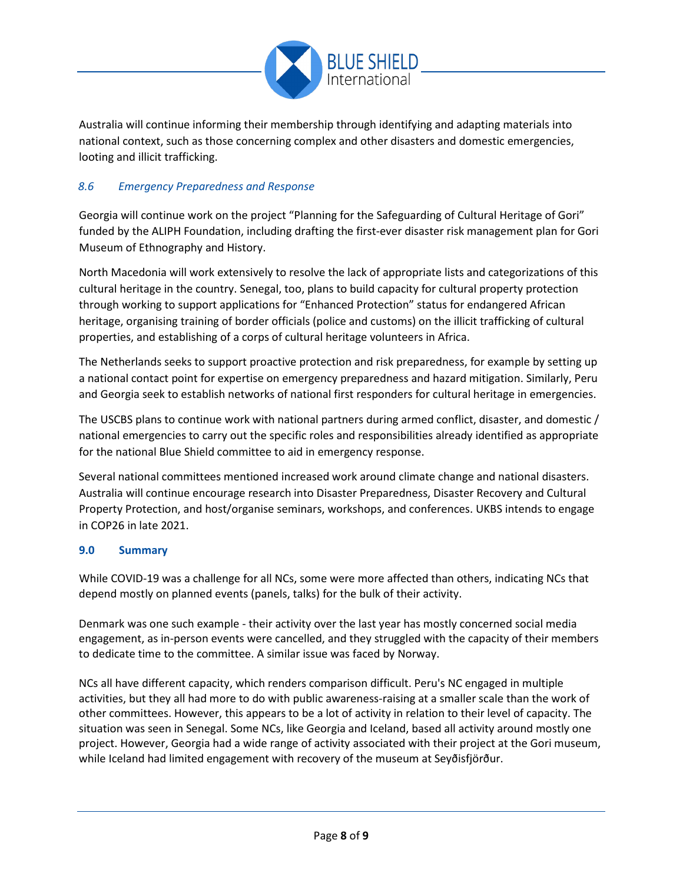Australia will continue informing their membership through identifying and adapting materials into national context, such as those concerning complex and other disasters and domestic emergencies, looting and illicit trafficking.

### *8.6 Emergency Preparedness and Response*

Georgia will continue work on the project "Planning for the Safeguarding of Cultural Heritage of Gori" funded by the ALIPH Foundation, including drafting the first-ever disaster risk management plan for Gori Museum of Ethnography and History.

North Macedonia will work extensively to resolve the lack of appropriate lists and categorizations of this cultural heritage in the country. Senegal, too, plans to build capacity for cultural property protection through working to support applications for "Enhanced Protection" status for endangered African heritage, organising training of border officials (police and customs) on the illicit trafficking of cultural properties, and establishing of a corps of cultural heritage volunteers in Africa.

The Netherlands seeks to support proactive protection and risk preparedness, for example by setting up a national contact point for expertise on emergency preparedness and hazard mitigation. Similarly, Peru and Georgia seek to establish networks of national first responders for cultural heritage in emergencies.

The USCBS plans to continue work with national partners during armed conflict, disaster, and domestic / national emergencies to carry out the specific roles and responsibilities already identified as appropriate for the national Blue Shield committee to aid in emergency response.

Several national committees mentioned increased work around climate change and national disasters. Australia will continue encourage research into Disaster Preparedness, Disaster Recovery and Cultural Property Protection, and host/organise seminars, workshops, and conferences. UKBS intends to engage in COP26 in late 2021.

## 9.0 Summary

While COVID-19 was a challenge for all NCs, some were more affected than others, indicating NCs that depend mostly on planned events (panels, talks) for the bulk of their activity.

Denmark was one such example - their activity over the last year has mostly concerned social media engagement, as in-person events were cancelled, and they struggled with the capacity of their members to dedicate time to the committee. A similar issue was faced by Norway.

NCs all have different capacity, which renders comparison difficult. Peru's NC engaged in multiple activities, but they all had more to do with public awareness-raising at a smaller scale than the work of other committees. However, this appears to be a lot of activity in relation to their level of capacity. The situation was seen in Senegal. Some NCs, like Georgia and Iceland, based all activity around mostly one project. However, Georgia had a wide range of activity associated with their project at the Gori museum, while Iceland had limited engagement with recovery of the museum at Seyðisfjörður.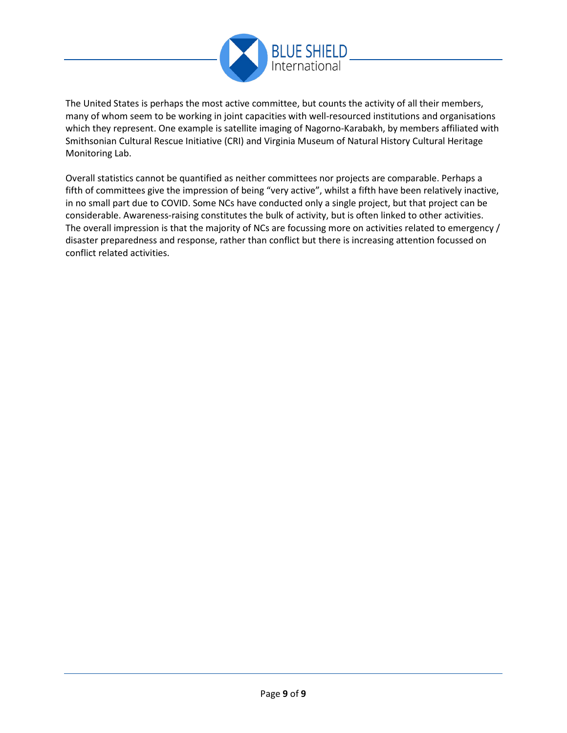The United States is perhaps the most active committee, but counts the activity of all their members, many of whom seem to be working in joint capacities with well-resourced institutions and organisations which they represent. One example is satellite imaging of Nagorno-Karabakh, by members affiliated with Smithsonian Cultural Rescue Initiative (CRI) and Virginia Museum of Natural History Cultural Heritage Monitoring Lab.

Overall statistics cannot be quantified as neither committees nor projects are comparable. Perhaps a fifth of committees give the impression of being "very active", whilst a fifth have been relatively inactive, in no small part due to COVID. Some NCs have conducted only a single project, but that project can be considerable. Awareness-raising constitutes the bulk of activity, but is often linked to other activities. The overall impression is that the majority of NCs are focussing more on activities related to emergency / disaster preparedness and response, rather than conflict but there is increasing attention focussed on conflict related activities.